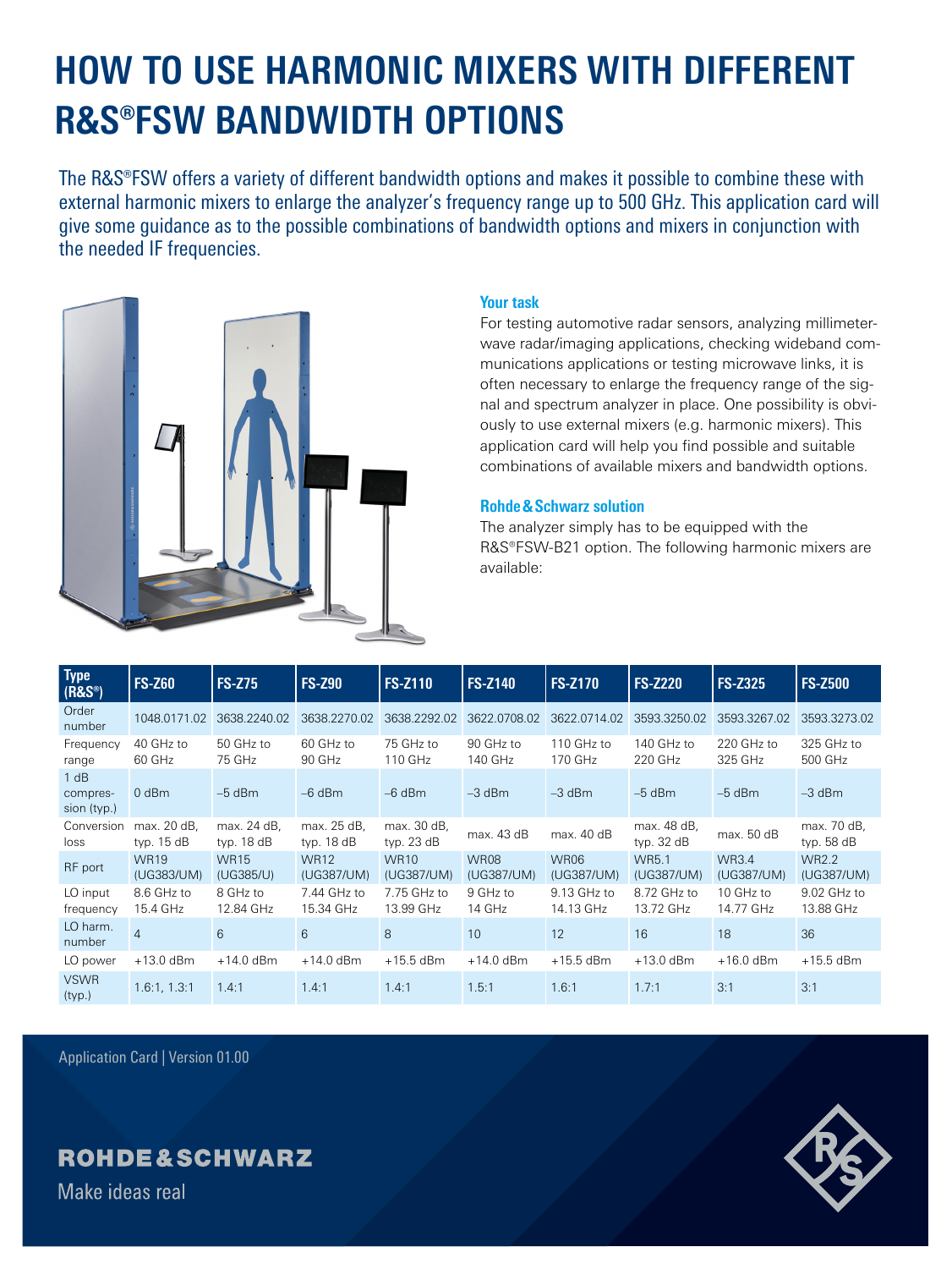# HOW TO USE HARMONIC MIXERS WITH DIFFERENT R&S®FSW BANDWIDTH OPTIONS

The R&S®FSW offers a variety of different bandwidth options and makes it possible to combine these with external harmonic mixers to enlarge the analyzer's frequency range up to 500 GHz. This application card will give some guidance as to the possible combinations of bandwidth options and mixers in conjunction with the needed IF frequencies.

### Your task

For testing automotive radar sensors, analyzing millimeter-wave radar/imaging applications, checking wideband communications applications or testing microwave links, it is often necessary to enlarge the frequency range of the signal and spectrum analyzer in place. One possibility is obviously to use external mixers (e.g. harmonic mixers). This application card will help you find possible and suitable combinations of available mixers and bandwidth options.

### Rohde & Schwarz solution

The analyzer simply has to be equipped with the R&S®FSW-B21 option. The following harmonic mixers are available:

| Type (R&S®) | FS-Z60 | FS-Z75 | FS-Z90 | FS-Z110 | FS-Z140 | FS-Z170 | FS-Z220 | FS-Z325 | FS-Z500 |
|---|---|---|---|---|---|---|---|---|---|
| Order number | 1048.0171.02 | 3638.2240.02 | 3638.2270.02 | 3638.2292.02 | 3622.0708.02 | 3622.0714.02 | 3593.3250.02 | 3593.3267.02 | 3593.3273.02 |
| Frequency range | 40 GHz to 60 GHz | 50 GHz to 75 GHz | 60 GHz to 90 GHz | 75 GHz to 110 GHz | 90 GHz to 140 GHz | 110 GHz to 170 GHz | 140 GHz to 220 GHz | 220 GHz to 325 GHz | 325 GHz to 500 GHz |
| 1 dB compression (typ.) | 0 dBm | –5 dBm | –6 dBm | –6 dBm | –3 dBm | –3 dBm | –5 dBm | –5 dBm | –3 dBm |
| Conversion loss | max. 20 dB, typ. 15 dB | max. 24 dB, typ. 18 dB | max. 25 dB, typ. 18 dB | max. 30 dB, typ. 23 dB | max. 43 dB | max. 40 dB | max. 48 dB, typ. 32 dB | max. 50 dB | max. 70 dB, typ. 58 dB |
| RF port | WR19 (UG383/UM) | WR15 (UG385/U) | WR12 (UG387/UM) | WR10 (UG387/UM) | WR08 (UG387/UM) | WR06 (UG387/UM) | WR5.1 (UG387/UM) | WR3.4 (UG387/UM) | WR2.2 (UG387/UM) |
| LO input frequency | 8.6 GHz to 15.4 GHz | 8 GHz to 12.84 GHz | 7.44 GHz to 15.34 GHz | 7.75 GHz to 13.99 GHz | 9 GHz to 14 GHz | 9.13 GHz to 14.13 GHz | 8.72 GHz to 13.72 GHz | 10 GHz to 14.77 GHz | 9.02 GHz to 13.88 GHz |
| LO harm. number | 4 | 6 | 6 | 8 | 10 | 12 | 16 | 18 | 36 |
| LO power | +13.0 dBm | +14.0 dBm | +14.0 dBm | +15.5 dBm | +14.0 dBm | +15.5 dBm | +13.0 dBm | +16.0 dBm | +15.5 dBm |
| VSWR (typ.) | 1.6:1, 1.3:1 | 1.4:1 | 1.4:1 | 1.4:1 | 1.5:1 | 1.6:1 | 1.7:1 | 3:1 | 3:1 |

Application Card | Version 01.00

ROHDE&SCHWARZ

Make ideas real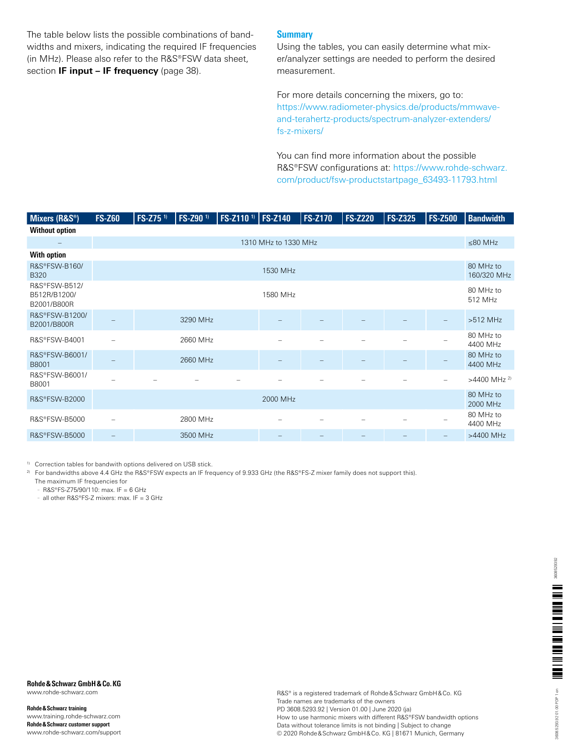The table below lists the possible combinations of bandwidths and mixers, indicating the required IF frequencies (in MHz). Please also refer to the R&S®FSW data sheet, section **IF input – IF frequency** (page 38).

## Summary

Using the tables, you can easily determine what mixer/analyzer settings are needed to perform the desired measurement.

For more details concerning the mixers, go to: https://www.radiometer-physics.de/products/mmwave-and-terahertz-products/spectrum-analyzer-extenders/fs-z-mixers/

You can find more information about the possible R&S®FSW configurations at: https://www.rohde-schwarz.com/product/fsw-productstartpage_63493-11793.html

| Mixers (R&S®) | FS-Z60 | FS-Z75 [1] | FS-Z90 [1] | FS-Z110 [1] | FS-Z140 | FS-Z170 | FS-Z220 | FS-Z325 | FS-Z500 | Bandwidth |
|---|---|---|---|---|---|---|---|---|---|---|
| **Without option** | | | | | | | | | | |
| – | 1310 MHz to 1330 MHz | | | | | | | | | ≤80 MHz |
| **With option** | | | | | | | | | | |
| R&S®FSW-B160/B320 | 1530 MHz | | | | | | | | | 80 MHz to 160/320 MHz |
| R&S®FSW-B512/B512R/B1200/B2001/B800R | 1580 MHz | | | | | | | | | 80 MHz to 512 MHz |
| R&S®FSW-B1200/B2001/B800R | – | 3290 MHz | | | – | – | – | – | – | >512 MHz |
| R&S®FSW-B4001 | – | 2660 MHz | | | – | – | – | – | – | 80 MHz to 4400 MHz |
| R&S®FSW-B6001/B8001 | – | 2660 MHz | | | – | – | – | – | – | 80 MHz to 4400 MHz |
| R&S®FSW-B6001/B8001 | – | – | – | – | – | – | – | – | – | >4400 MHz [2] |
| R&S®FSW-B2000 | 2000 MHz | | | | | | | | | 80 MHz to 2000 MHz |
| R&S®FSW-B5000 | – | 2800 MHz | | | – | – | – | – | – | 80 MHz to 4400 MHz |
| R&S®FSW-B5000 | – | 3500 MHz | | | – | – | – | – | – | >4400 MHz |

[1] Correction tables for bandwith options delivered on USB stick.

[2] For bandwidths above 4.4 GHz the R&S®FSW expects an IF frequency of 9.933 GHz (the R&S®FS-Z mixer family does not support this).
The maximum IF frequencies for
- R&S®FS-Z75/90/110: max. IF = 6 GHz
- all other R&S®FS-Z mixers: max. IF = 3 GHz

**Rohde & Schwarz GmbH & Co. KG**
www.rohde-schwarz.com

**Rohde & Schwarz training**
www.training.rohde-schwarz.com
**Rohde & Schwarz customer support**
www.rohde-schwarz.com/support

R&S® is a registered trademark of Rohde & Schwarz GmbH & Co. KG
Trade names are trademarks of the owners
PD 3608.5293.92 | Version 01.00 | June 2020 (ja)
How to use harmonic mixers with different R&S®FSW bandwidth options
Data without tolerance limits is not binding | Subject to change
© 2020 Rohde & Schwarz GmbH & Co. KG | 81671 Munich, Germany

3608.5293.92 01.00 PDP 1 en